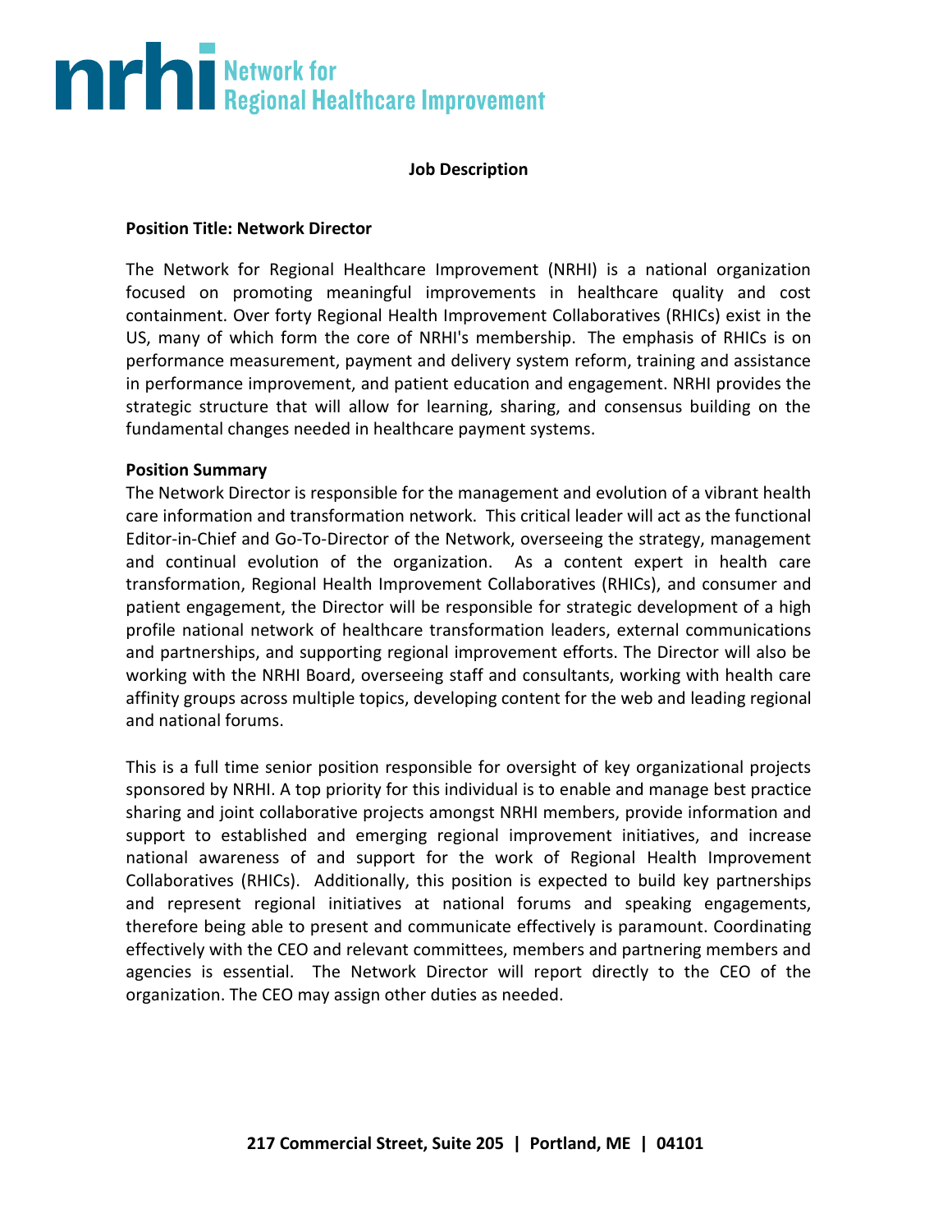**nrhi** Network for Regional Healthcare Improvement

**Job Description**

**Position Title: Network Director**

The Network for Regional Healthcare Improvement (NRHI) is a national organization focused on promoting meaningful improvements in healthcare quality and cost containment. Over forty Regional Health Improvement Collaboratives (RHICs) exist in the US, many of which form the core of NRHI's membership. The emphasis of RHICs is on performance measurement, payment and delivery system reform, training and assistance in performance improvement, and patient education and engagement. NRHI provides the strategic structure that will allow for learning, sharing, and consensus building on the fundamental changes needed in healthcare payment systems.

**Position Summary**

The Network Director is responsible for the management and evolution of a vibrant health care information and transformation network. This critical leader will act as the functional Editor-in-Chief and Go-To-Director of the Network, overseeing the strategy, management and continual evolution of the organization. As a content expert in health care transformation, Regional Health Improvement Collaboratives (RHICs), and consumer and patient engagement, the Director will be responsible for strategic development of a high profile national network of healthcare transformation leaders, external communications and partnerships, and supporting regional improvement efforts. The Director will also be working with the NRHI Board, overseeing staff and consultants, working with health care affinity groups across multiple topics, developing content for the web and leading regional and national forums.

This is a full time senior position responsible for oversight of key organizational projects sponsored by NRHI. A top priority for this individual is to enable and manage best practice sharing and joint collaborative projects amongst NRHI members, provide information and support to established and emerging regional improvement initiatives, and increase national awareness of and support for the work of Regional Health Improvement Collaboratives (RHICs). Additionally, this position is expected to build key partnerships and represent regional initiatives at national forums and speaking engagements, therefore being able to present and communicate effectively is paramount. Coordinating effectively with the CEO and relevant committees, members and partnering members and agencies is essential. The Network Director will report directly to the CEO of the organization. The CEO may assign other duties as needed.

**217 Commercial Street, Suite 205 | Portland, ME | 04101**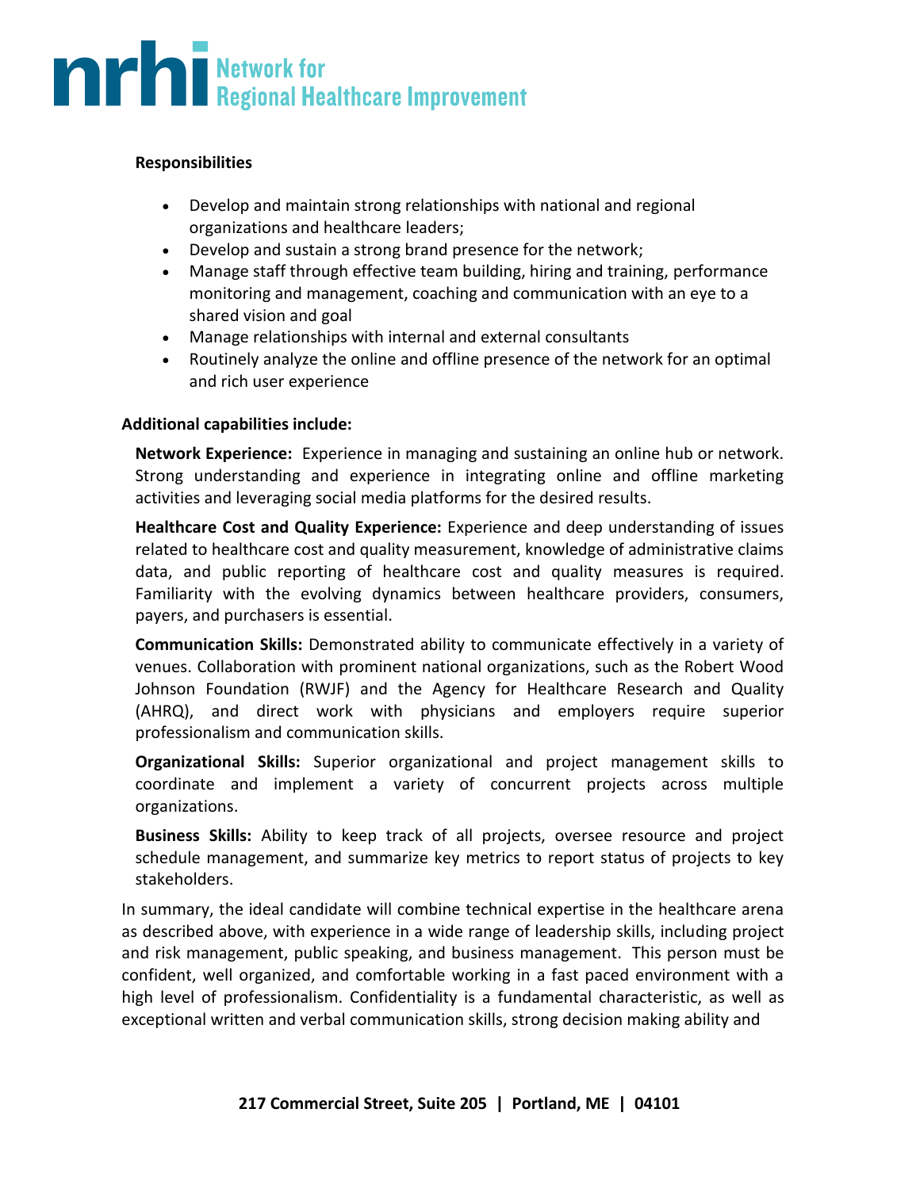**Responsibilities**

- Develop and maintain strong relationships with national and regional organizations and healthcare leaders;
- Develop and sustain a strong brand presence for the network;
- Manage staff through effective team building, hiring and training, performance monitoring and management, coaching and communication with an eye to a shared vision and goal
- Manage relationships with internal and external consultants
- Routinely analyze the online and offline presence of the network for an optimal and rich user experience

**Additional capabilities include:**

**Network Experience:** Experience in managing and sustaining an online hub or network. Strong understanding and experience in integrating online and offline marketing activities and leveraging social media platforms for the desired results.

**Healthcare Cost and Quality Experience:** Experience and deep understanding of issues related to healthcare cost and quality measurement, knowledge of administrative claims data, and public reporting of healthcare cost and quality measures is required. Familiarity with the evolving dynamics between healthcare providers, consumers, payers, and purchasers is essential.

**Communication Skills:** Demonstrated ability to communicate effectively in a variety of venues. Collaboration with prominent national organizations, such as the Robert Wood Johnson Foundation (RWJF) and the Agency for Healthcare Research and Quality (AHRQ), and direct work with physicians and employers require superior professionalism and communication skills.

**Organizational Skills:** Superior organizational and project management skills to coordinate and implement a variety of concurrent projects across multiple organizations.

**Business Skills:** Ability to keep track of all projects, oversee resource and project schedule management, and summarize key metrics to report status of projects to key stakeholders.

In summary, the ideal candidate will combine technical expertise in the healthcare arena as described above, with experience in a wide range of leadership skills, including project and risk management, public speaking, and business management. This person must be confident, well organized, and comfortable working in a fast paced environment with a high level of professionalism. Confidentiality is a fundamental characteristic, as well as exceptional written and verbal communication skills, strong decision making ability and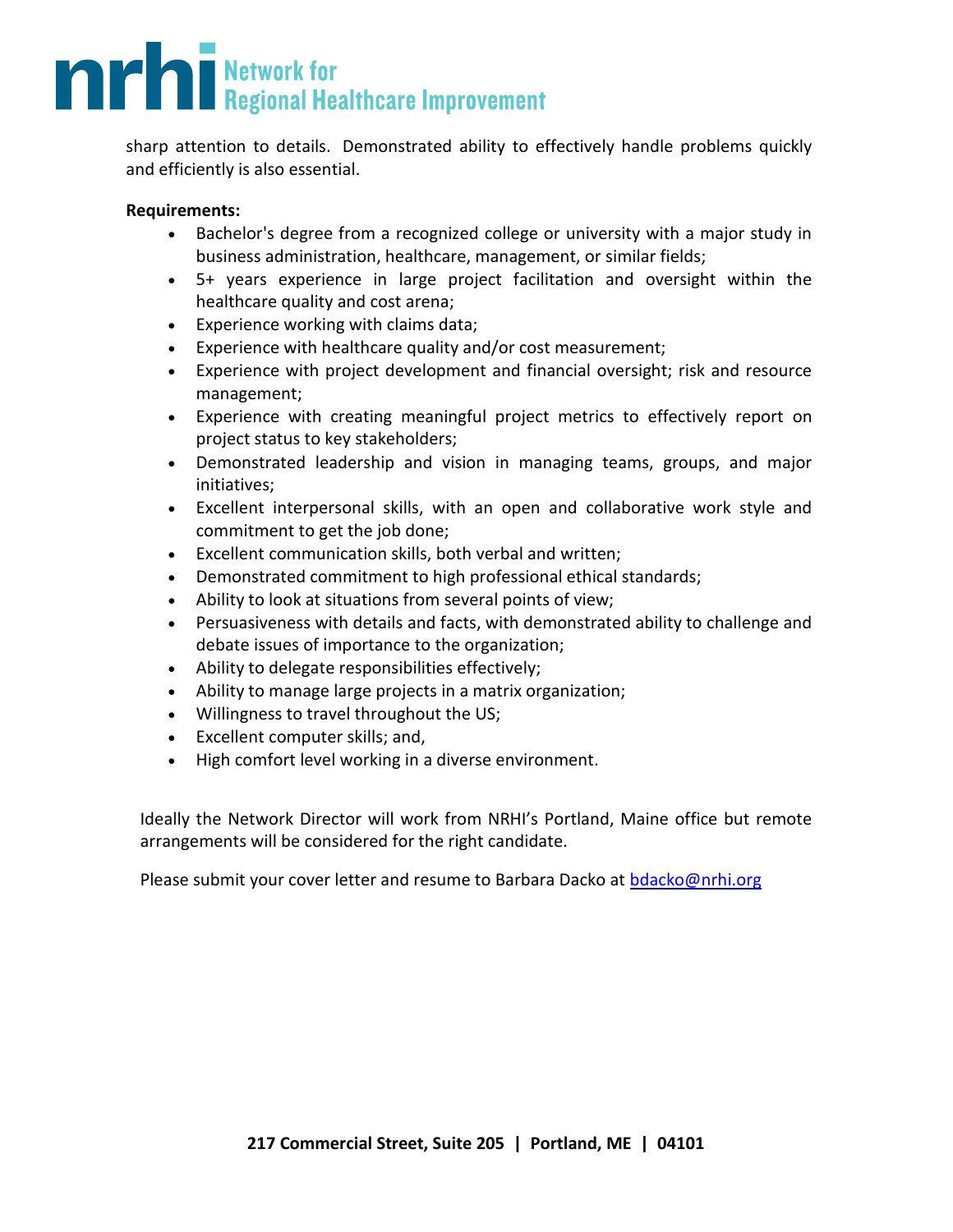sharp attention to details. Demonstrated ability to effectively handle problems quickly and efficiently is also essential.

**Requirements:**

- Bachelor's degree from a recognized college or university with a major study in business administration, healthcare, management, or similar fields;
- 5+ years experience in large project facilitation and oversight within the healthcare quality and cost arena;
- Experience working with claims data;
- Experience with healthcare quality and/or cost measurement;
- Experience with project development and financial oversight; risk and resource management;
- Experience with creating meaningful project metrics to effectively report on project status to key stakeholders;
- Demonstrated leadership and vision in managing teams, groups, and major initiatives;
- Excellent interpersonal skills, with an open and collaborative work style and commitment to get the job done;
- Excellent communication skills, both verbal and written;
- Demonstrated commitment to high professional ethical standards;
- Ability to look at situations from several points of view;
- Persuasiveness with details and facts, with demonstrated ability to challenge and debate issues of importance to the organization;
- Ability to delegate responsibilities effectively;
- Ability to manage large projects in a matrix organization;
- Willingness to travel throughout the US;
- Excellent computer skills; and,
- High comfort level working in a diverse environment.

Ideally the Network Director will work from NRHI's Portland, Maine office but remote arrangements will be considered for the right candidate.

Please submit your cover letter and resume to Barbara Dacko at bdacko@nrhi.org